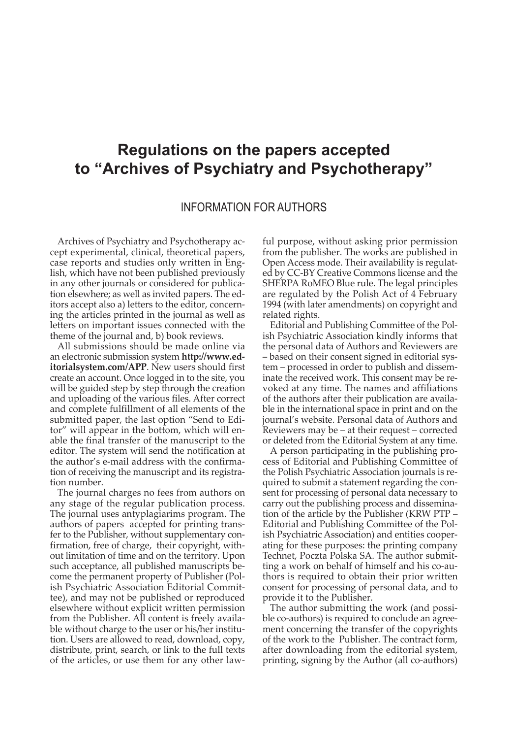# Regulations on the papers accepted to "Archives of Psychiatry and Psychotherapy"

## INFORMATION FOR AUTHORS

Archives of Psychiatry and Psychotherapy accept experimental, clinical, theoretical papers, case reports and studies only written in English, which have not been published previously in any other journals or considered for publication elsewhere; as well as invited papers. The editors accept also a) letters to the editor, concerning the articles printed in the journal as well as letters on important issues connected with the theme of the journal and, b) book reviews.

All submissions should be made online via an electronic submission system **http://www.editorialsystem.com/APP**. New users should first create an account. Once logged in to the site, you will be guided step by step through the creation and uploading of the various files. After correct and complete fulfillment of all elements of the submitted paper, the last option "Send to Editor" will appear in the bottom, which will enable the final transfer of the manuscript to the editor. The system will send the notification at the author's e-mail address with the confirmation of receiving the manuscript and its registration number.

The journal charges no fees from authors on any stage of the regular publication process. The journal uses antyplagiarims program. The authors of papers accepted for printing transfer to the Publisher, without supplementary confirmation, free of charge, their copyright, without limitation of time and on the territory. Upon such acceptance, all published manuscripts become the permanent property of Publisher (Polish Psychiatric Association Editorial Committee), and may not be published or reproduced elsewhere without explicit written permission from the Publisher. All content is freely available without charge to the user or his/her institution. Users are allowed to read, download, copy, distribute, print, search, or link to the full texts of the articles, or use them for any other lawful purpose, without asking prior permission from the publisher. The works are published in Open Access mode. Their availability is regulated by CC-BY Creative Commons license and the SHERPA RoMEO Blue rule. The legal principles are regulated by the Polish Act of 4 February 1994 (with later amendments) on copyright and related rights.

Editorial and Publishing Committee of the Polish Psychiatric Association kindly informs that the personal data of Authors and Reviewers are – based on their consent signed in editorial system – processed in order to publish and disseminate the received work. This consent may be revoked at any time. The names and affiliations of the authors after their publication are available in the international space in print and on the journal's website. Personal data of Authors and Reviewers may be – at their request – corrected or deleted from the Editorial System at any time.

A person participating in the publishing process of Editorial and Publishing Committee of the Polish Psychiatric Association journals is required to submit a statement regarding the consent for processing of personal data necessary to carry out the publishing process and dissemination of the article by the Publisher (KRW PTP – Editorial and Publishing Committee of the Polish Psychiatric Association) and entities cooperating for these purposes: the printing company Technet, Poczta Polska SA. The author submitting a work on behalf of himself and his co-authors is required to obtain their prior written consent for processing of personal data, and to provide it to the Publisher.

The author submitting the work (and possible co-authors) is required to conclude an agreement concerning the transfer of the copyrights of the work to the Publisher. The contract form, after downloading from the editorial system, printing, signing by the Author (all co-authors)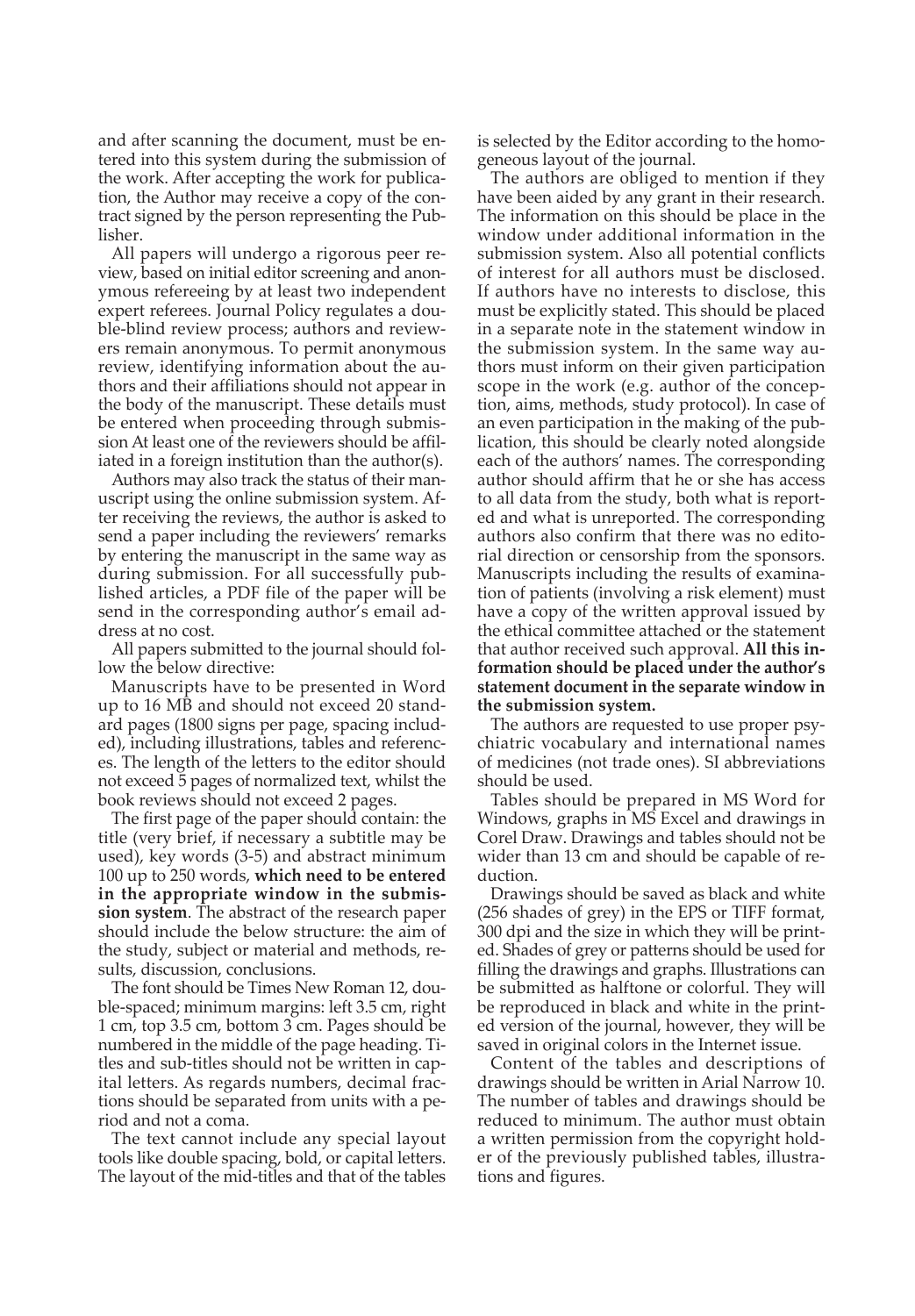and after scanning the document, must be entered into this system during the submission of the work. After accepting the work for publication, the Author may receive a copy of the contract signed by the person representing the Publisher.

All papers will undergo a rigorous peer review, based on initial editor screening and anonymous refereeing by at least two independent expert referees. Journal Policy regulates a double-blind review process; authors and reviewers remain anonymous. To permit anonymous review, identifying information about the authors and their affiliations should not appear in the body of the manuscript. These details must be entered when proceeding through submission At least one of the reviewers should be affiliated in a foreign institution than the author(s).

Authors may also track the status of their manuscript using the online submission system. After receiving the reviews, the author is asked to send a paper including the reviewers' remarks by entering the manuscript in the same way as during submission. For all successfully published articles, a PDF file of the paper will be send in the corresponding author's email address at no cost.

All papers submitted to the journal should follow the below directive:

Manuscripts have to be presented in Word up to 16 MB and should not exceed 20 standard pages (1800 signs per page, spacing included), including illustrations, tables and references. The length of the letters to the editor should not exceed 5 pages of normalized text, whilst the book reviews should not exceed 2 pages.

The first page of the paper should contain: the title (very brief, if necessary a subtitle may be used), key words (3-5) and abstract minimum 100 up to 250 words, **which need to be entered in the appropriate window in the submission system**. The abstract of the research paper should include the below structure: the aim of the study, subject or material and methods, results, discussion, conclusions.

The font should be Times New Roman 12, double-spaced; minimum margins: left 3.5 cm, right 1 cm, top 3.5 cm, bottom 3 cm. Pages should be numbered in the middle of the page heading. Titles and sub-titles should not be written in capital letters. As regards numbers, decimal fractions should be separated from units with a period and not a coma.

The text cannot include any special layout tools like double spacing, bold, or capital letters. The layout of the mid-titles and that of the tables is selected by the Editor according to the homogeneous layout of the journal.

The authors are obliged to mention if they have been aided by any grant in their research. The information on this should be place in the window under additional information in the submission system. Also all potential conflicts of interest for all authors must be disclosed. If authors have no interests to disclose, this must be explicitly stated. This should be placed in a separate note in the statement window in the submission system. In the same way authors must inform on their given participation scope in the work (e.g. author of the conception, aims, methods, study protocol). In case of an even participation in the making of the publication, this should be clearly noted alongside each of the authors' names. The corresponding author should affirm that he or she has access to all data from the study, both what is reported and what is unreported. The corresponding authors also confirm that there was no editorial direction or censorship from the sponsors. Manuscripts including the results of examination of patients (involving a risk element) must have a copy of the written approval issued by the ethical committee attached or the statement that author received such approval. **All this information should be placed under the author's statement document in the separate window in the submission system.**

The authors are requested to use proper psychiatric vocabulary and international names of medicines (not trade ones). SI abbreviations should be used.

Tables should be prepared in MS Word for Windows, graphs in MS Excel and drawings in Corel Draw. Drawings and tables should not be wider than 13 cm and should be capable of reduction.

Drawings should be saved as black and white (256 shades of grey) in the EPS or TIFF format, 300 dpi and the size in which they will be printed. Shades of grey or patterns should be used for filling the drawings and graphs. Illustrations can be submitted as halftone or colorful. They will be reproduced in black and white in the printed version of the journal, however, they will be saved in original colors in the Internet issue.

Content of the tables and descriptions of drawings should be written in Arial Narrow 10. The number of tables and drawings should be reduced to minimum. The author must obtain a written permission from the copyright holder of the previously published tables, illustrations and figures.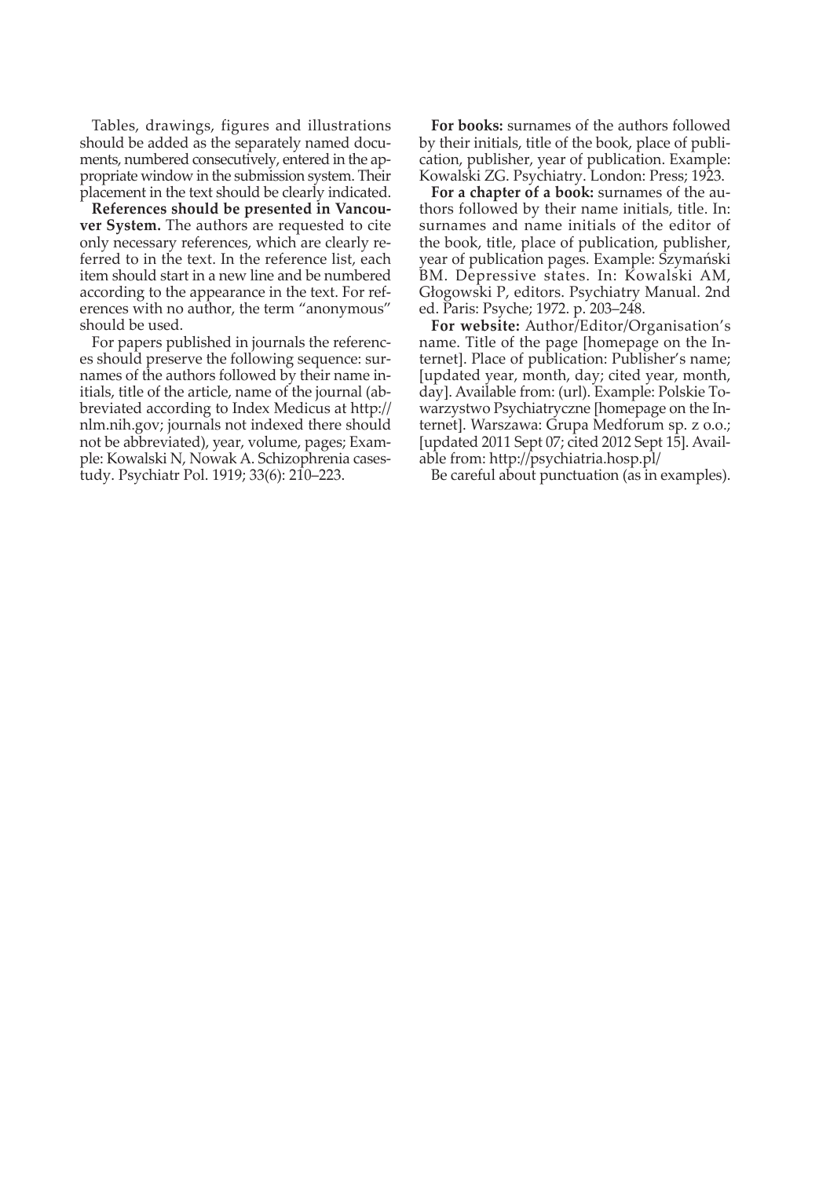Tables, drawings, figures and illustrations should be added as the separately named documents, numbered consecutively, entered in the appropriate window in the submission system. Their placement in the text should be clearly indicated.

**References should be presented in Vancouver System.** The authors are requested to cite only necessary references, which are clearly referred to in the text. In the reference list, each item should start in a new line and be numbered according to the appearance in the text. For references with no author, the term "anonymous" should be used.

For papers published in journals the references should preserve the following sequence: surnames of the authors followed by their name initials, title of the article, name of the journal (abbreviated according to Index Medicus at http://nlm.nih.gov; journals not indexed there should not be abbreviated), year, volume, pages; Example: Kowalski N, Nowak A. Schizophrenia casestudy. Psychiatr Pol. 1919; 33(6): 210–223.

**For books:** surnames of the authors followed by their initials, title of the book, place of publication, publisher, year of publication. Example: Kowalski ZG. Psychiatry. London: Press; 1923.

**For a chapter of a book:** surnames of the authors followed by their name initials, title. In: surnames and name initials of the editor of the book, title, place of publication, publisher, year of publication pages. Example: Szymański BM. Depressive states. In: Kowalski AM, Głogowski P, editors. Psychiatry Manual. 2nd ed. Paris: Psyche; 1972. p. 203–248.

**For website:** Author/Editor/Organisation's name. Title of the page [homepage on the Internet]. Place of publication: Publisher's name; [updated year, month, day; cited year, month, day]. Available from: (url). Example: Polskie Towarzystwo Psychiatryczne [homepage on the Internet]. Warszawa: Grupa Medforum sp. z o.o.; [updated 2011 Sept 07; cited 2012 Sept 15]. Available from: http://psychiatria.hosp.pl/

Be careful about punctuation (as in examples).